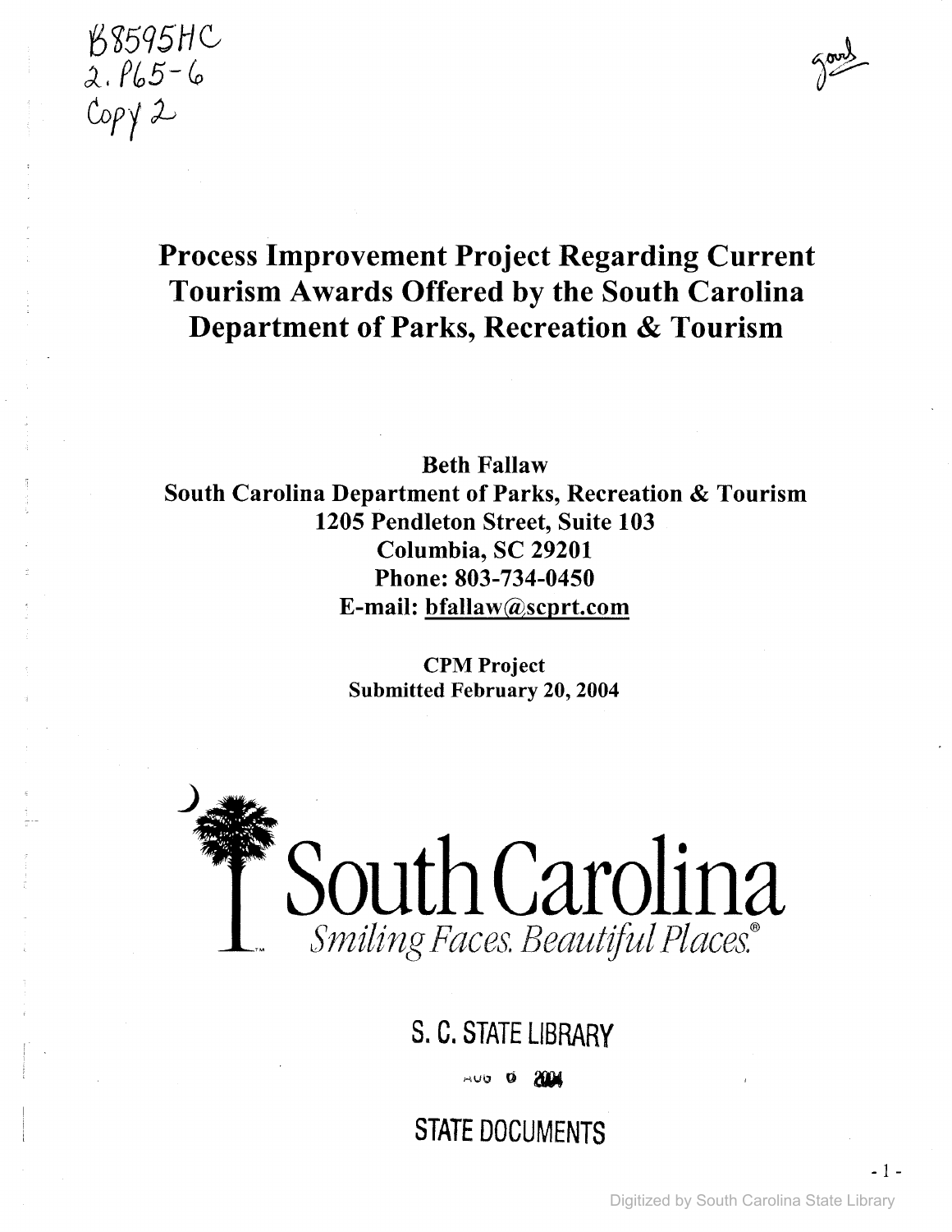B8595HC
2.P65-6
Copy 2

gov

# Process Improvement Project Regarding Current Tourism Awards Offered by the South Carolina Department of Parks, Recreation & Tourism

**Beth Fallaw**
**South Carolina Department of Parks, Recreation & Tourism**
**1205 Pendleton Street, Suite 103**
**Columbia, SC 29201**
**Phone: 803-734-0450**
**E-mail: bfallaw@scprt.com**

**CPM Project**
**Submitted February 20, 2004**

South Carolina
*Smiling Faces. Beautiful Places.®*

S. C. STATE LIBRARY

AUG 0 2004

STATE DOCUMENTS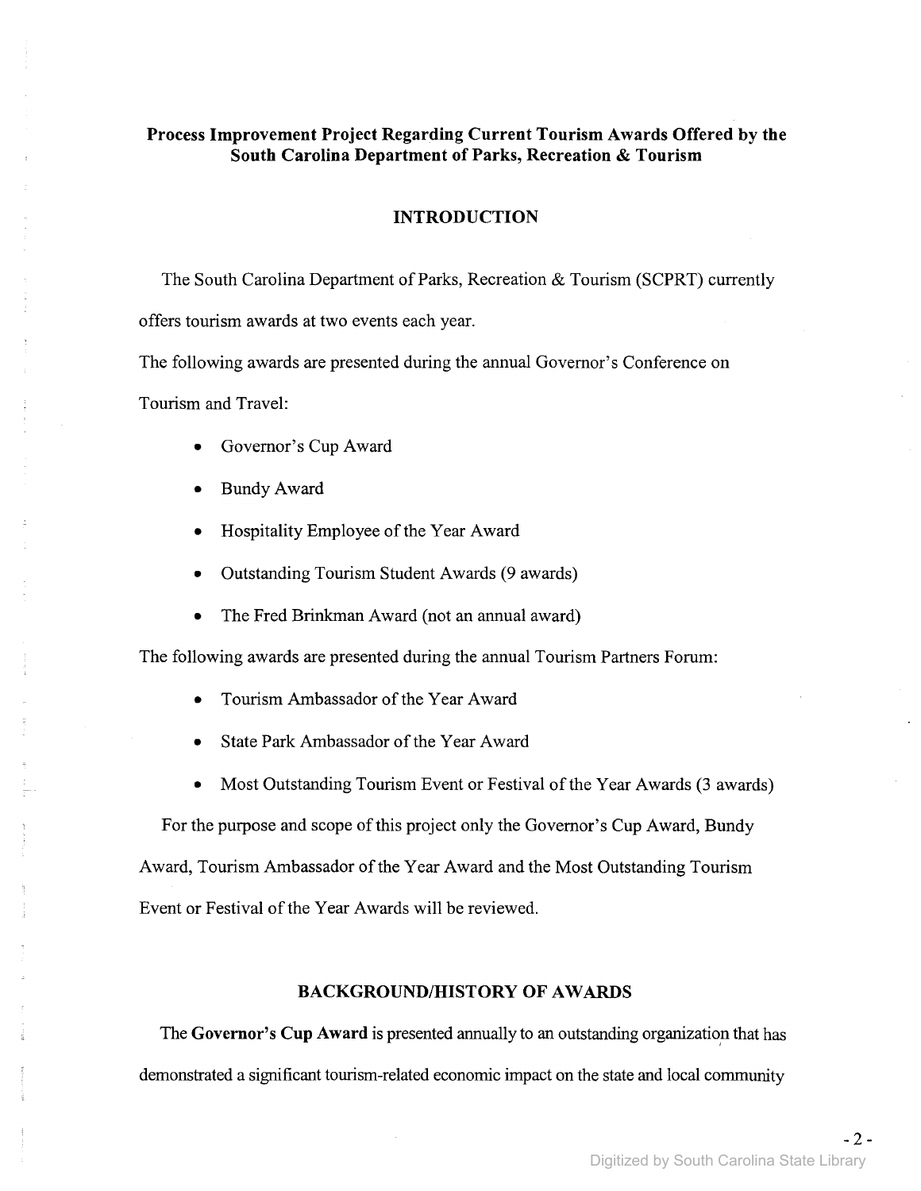# Process Improvement Project Regarding Current Tourism Awards Offered by the South Carolina Department of Parks, Recreation & Tourism

## INTRODUCTION

The South Carolina Department of Parks, Recreation & Tourism (SCPRT) currently offers tourism awards at two events each year.

The following awards are presented during the annual Governor's Conference on Tourism and Travel:

- Governor's Cup Award
- Bundy Award
- Hospitality Employee of the Year Award
- Outstanding Tourism Student Awards (9 awards)
- The Fred Brinkman Award (not an annual award)

The following awards are presented during the annual Tourism Partners Forum:

- Tourism Ambassador of the Year Award
- State Park Ambassador of the Year Award
- Most Outstanding Tourism Event or Festival of the Year Awards (3 awards)

For the purpose and scope of this project only the Governor's Cup Award, Bundy Award, Tourism Ambassador of the Year Award and the Most Outstanding Tourism Event or Festival of the Year Awards will be reviewed.

## BACKGROUND/HISTORY OF AWARDS

The **Governor's Cup Award** is presented annually to an outstanding organization that has demonstrated a significant tourism-related economic impact on the state and local community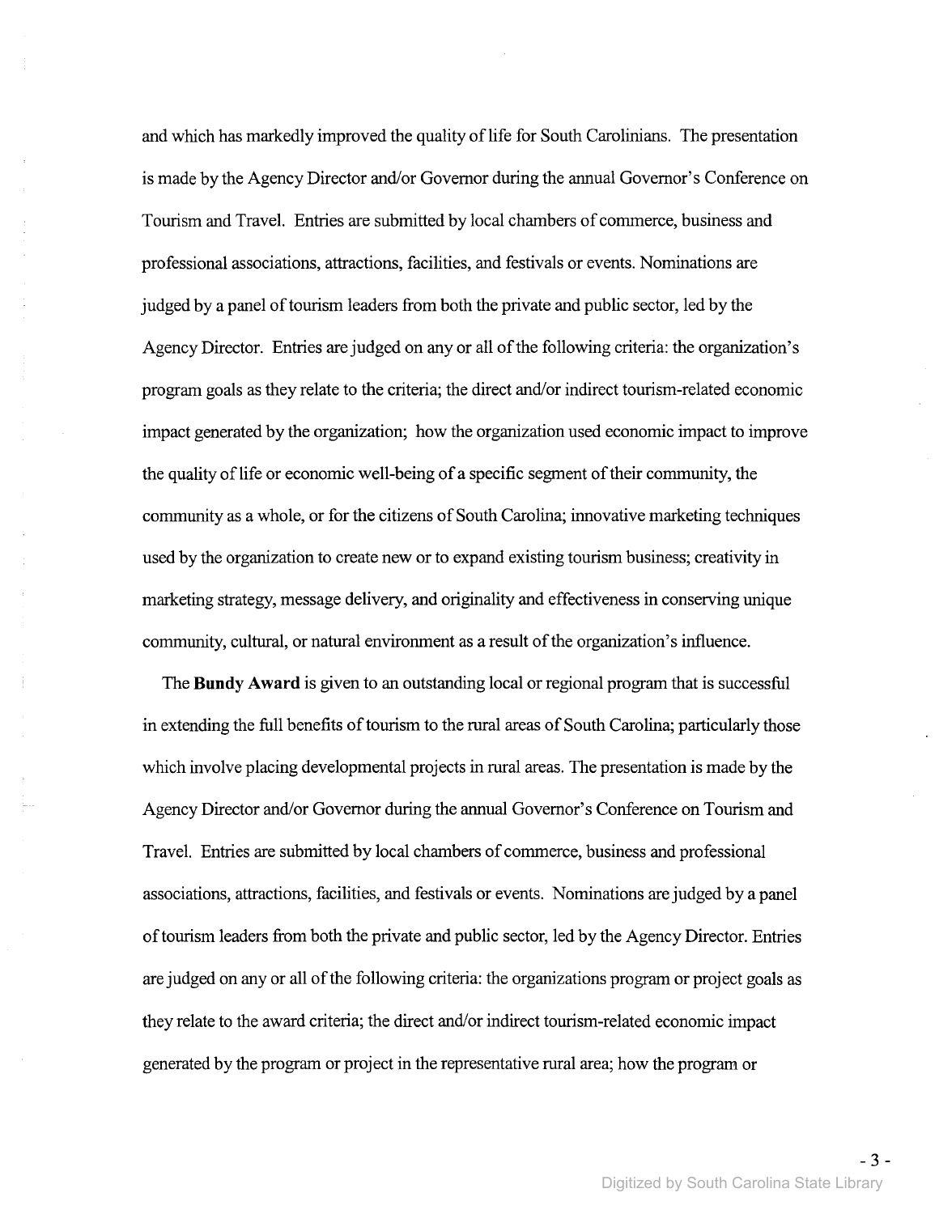and which has markedly improved the quality of life for South Carolinians. The presentation is made by the Agency Director and/or Governor during the annual Governor's Conference on Tourism and Travel. Entries are submitted by local chambers of commerce, business and professional associations, attractions, facilities, and festivals or events. Nominations are judged by a panel of tourism leaders from both the private and public sector, led by the Agency Director. Entries are judged on any or all of the following criteria: the organization's program goals as they relate to the criteria; the direct and/or indirect tourism-related economic impact generated by the organization; how the organization used economic impact to improve the quality of life or economic well-being of a specific segment of their community, the community as a whole, or for the citizens of South Carolina; innovative marketing techniques used by the organization to create new or to expand existing tourism business; creativity in marketing strategy, message delivery, and originality and effectiveness in conserving unique community, cultural, or natural environment as a result of the organization's influence.

The **Bundy Award** is given to an outstanding local or regional program that is successful in extending the full benefits of tourism to the rural areas of South Carolina; particularly those which involve placing developmental projects in rural areas. The presentation is made by the Agency Director and/or Governor during the annual Governor's Conference on Tourism and Travel. Entries are submitted by local chambers of commerce, business and professional associations, attractions, facilities, and festivals or events. Nominations are judged by a panel of tourism leaders from both the private and public sector, led by the Agency Director. Entries are judged on any or all of the following criteria: the organizations program or project goals as they relate to the award criteria; the direct and/or indirect tourism-related economic impact generated by the program or project in the representative rural area; how the program or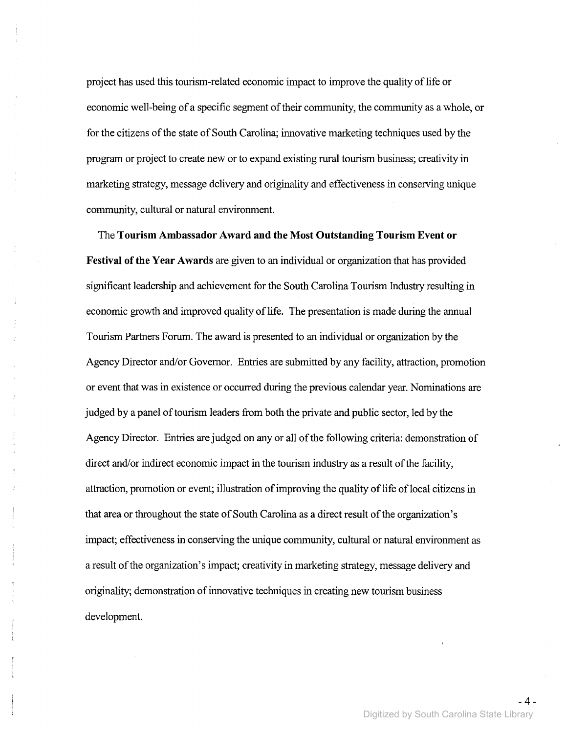project has used this tourism-related economic impact to improve the quality of life or economic well-being of a specific segment of their community, the community as a whole, or for the citizens of the state of South Carolina; innovative marketing techniques used by the program or project to create new or to expand existing rural tourism business; creativity in marketing strategy, message delivery and originality and effectiveness in conserving unique community, cultural or natural environment.

The **Tourism Ambassador Award and the Most Outstanding Tourism Event or Festival of the Year Awards** are given to an individual or organization that has provided significant leadership and achievement for the South Carolina Tourism Industry resulting in economic growth and improved quality of life. The presentation is made during the annual Tourism Partners Forum. The award is presented to an individual or organization by the Agency Director and/or Governor. Entries are submitted by any facility, attraction, promotion or event that was in existence or occurred during the previous calendar year. Nominations are judged by a panel of tourism leaders from both the private and public sector, led by the Agency Director. Entries are judged on any or all of the following criteria: demonstration of direct and/or indirect economic impact in the tourism industry as a result of the facility, attraction, promotion or event; illustration of improving the quality of life of local citizens in that area or throughout the state of South Carolina as a direct result of the organization's impact; effectiveness in conserving the unique community, cultural or natural environment as a result of the organization's impact; creativity in marketing strategy, message delivery and originality; demonstration of innovative techniques in creating new tourism business development.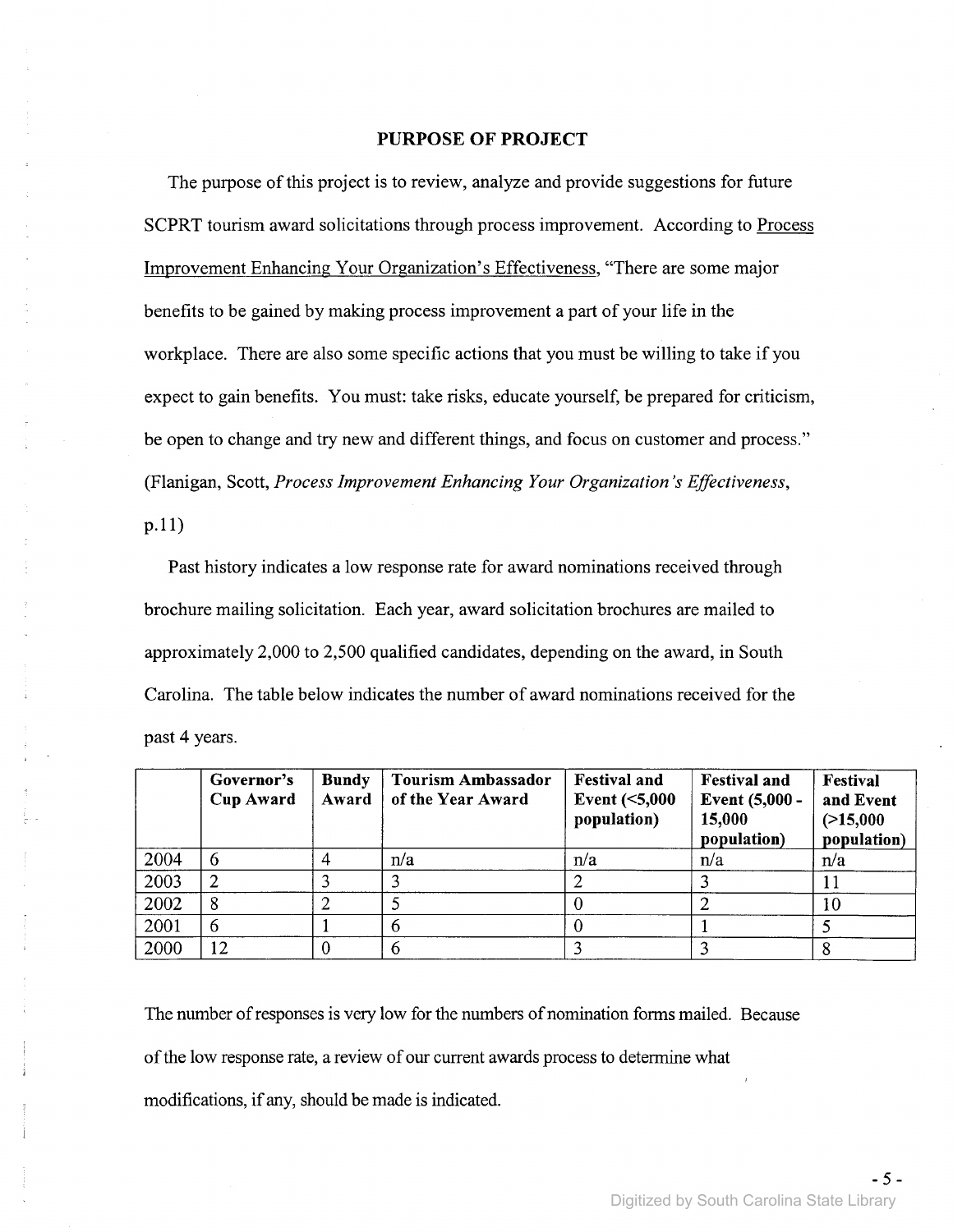## PURPOSE OF PROJECT

The purpose of this project is to review, analyze and provide suggestions for future SCPRT tourism award solicitations through process improvement. According to Process Improvement Enhancing Your Organization's Effectiveness, "There are some major benefits to be gained by making process improvement a part of your life in the workplace. There are also some specific actions that you must be willing to take if you expect to gain benefits. You must: take risks, educate yourself, be prepared for criticism, be open to change and try new and different things, and focus on customer and process." (Flanigan, Scott, *Process Improvement Enhancing Your Organization's Effectiveness*, p.11)

Past history indicates a low response rate for award nominations received through brochure mailing solicitation. Each year, award solicitation brochures are mailed to approximately 2,000 to 2,500 qualified candidates, depending on the award, in South Carolina. The table below indicates the number of award nominations received for the past 4 years.

| | **Governor's Cup Award** | **Bundy Award** | **Tourism Ambassador of the Year Award** | **Festival and Event (<5,000 population)** | **Festival and Event (5,000 - 15,000 population)** | **Festival and Event (>15,000 population)** |
|---|---|---|---|---|---|---|
| 2004 | 6 | 4 | n/a | n/a | n/a | n/a |
| 2003 | 2 | 3 | 3 | 2 | 3 | 11 |
| 2002 | 8 | 2 | 5 | 0 | 2 | 10 |
| 2001 | 6 | 1 | 6 | 0 | 1 | 5 |
| 2000 | 12 | 0 | 6 | 3 | 3 | 8 |

The number of responses is very low for the numbers of nomination forms mailed. Because of the low response rate, a review of our current awards process to determine what modifications, if any, should be made is indicated.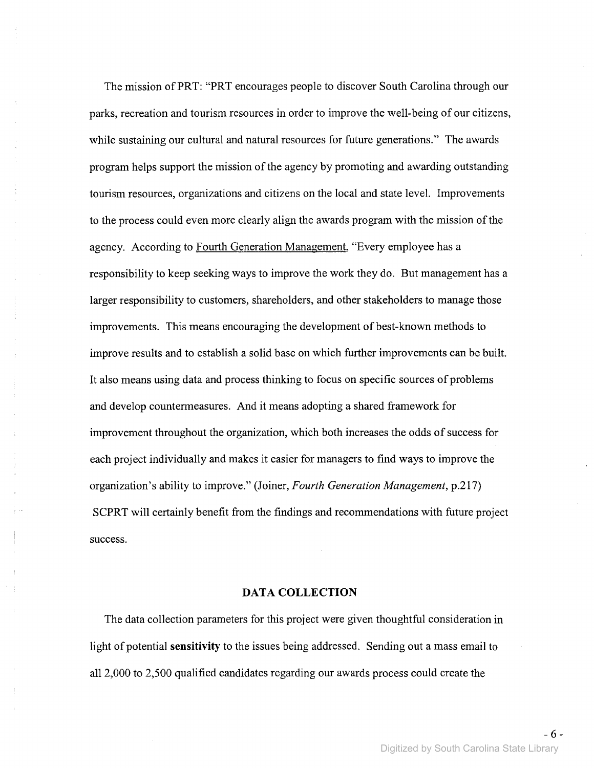The mission of PRT: "PRT encourages people to discover South Carolina through our parks, recreation and tourism resources in order to improve the well-being of our citizens, while sustaining our cultural and natural resources for future generations." The awards program helps support the mission of the agency by promoting and awarding outstanding tourism resources, organizations and citizens on the local and state level. Improvements to the process could even more clearly align the awards program with the mission of the agency. According to Fourth Generation Management, "Every employee has a responsibility to keep seeking ways to improve the work they do. But management has a larger responsibility to customers, shareholders, and other stakeholders to manage those improvements. This means encouraging the development of best-known methods to improve results and to establish a solid base on which further improvements can be built. It also means using data and process thinking to focus on specific sources of problems and develop countermeasures. And it means adopting a shared framework for improvement throughout the organization, which both increases the odds of success for each project individually and makes it easier for managers to find ways to improve the organization's ability to improve." (Joiner, *Fourth Generation Management*, p.217) SCPRT will certainly benefit from the findings and recommendations with future project success.

## DATA COLLECTION

The data collection parameters for this project were given thoughtful consideration in light of potential **sensitivity** to the issues being addressed. Sending out a mass email to all 2,000 to 2,500 qualified candidates regarding our awards process could create the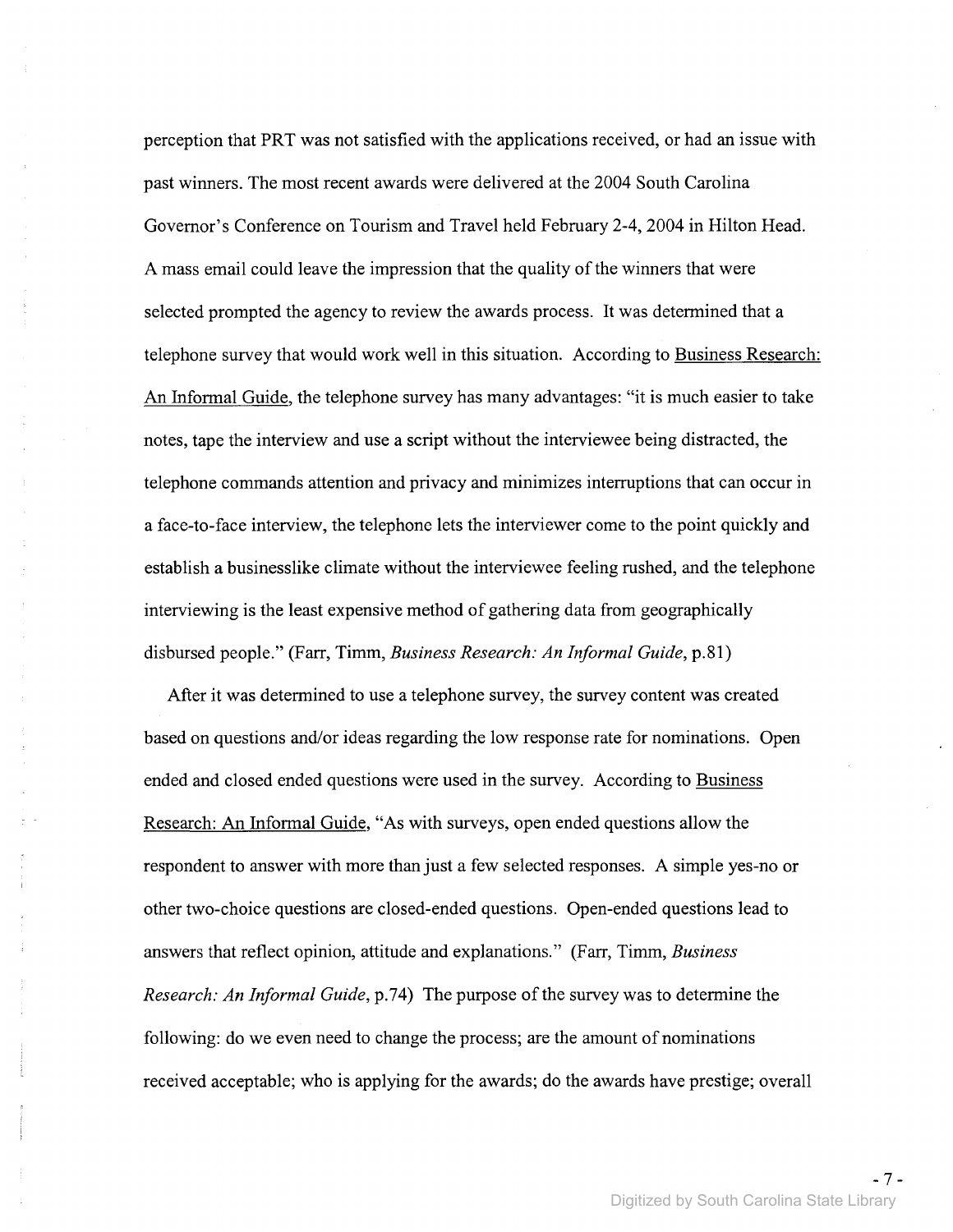perception that PRT was not satisfied with the applications received, or had an issue with past winners. The most recent awards were delivered at the 2004 South Carolina Governor's Conference on Tourism and Travel held February 2-4, 2004 in Hilton Head. A mass email could leave the impression that the quality of the winners that were selected prompted the agency to review the awards process. It was determined that a telephone survey that would work well in this situation. According to Business Research: An Informal Guide, the telephone survey has many advantages: "it is much easier to take notes, tape the interview and use a script without the interviewee being distracted, the telephone commands attention and privacy and minimizes interruptions that can occur in a face-to-face interview, the telephone lets the interviewer come to the point quickly and establish a businesslike climate without the interviewee feeling rushed, and the telephone interviewing is the least expensive method of gathering data from geographically disbursed people." (Farr, Timm, *Business Research: An Informal Guide*, p.81)

After it was determined to use a telephone survey, the survey content was created based on questions and/or ideas regarding the low response rate for nominations. Open ended and closed ended questions were used in the survey. According to Business Research: An Informal Guide, "As with surveys, open ended questions allow the respondent to answer with more than just a few selected responses. A simple yes-no or other two-choice questions are closed-ended questions. Open-ended questions lead to answers that reflect opinion, attitude and explanations." (Farr, Timm, *Business Research: An Informal Guide*, p.74) The purpose of the survey was to determine the following: do we even need to change the process; are the amount of nominations received acceptable; who is applying for the awards; do the awards have prestige; overall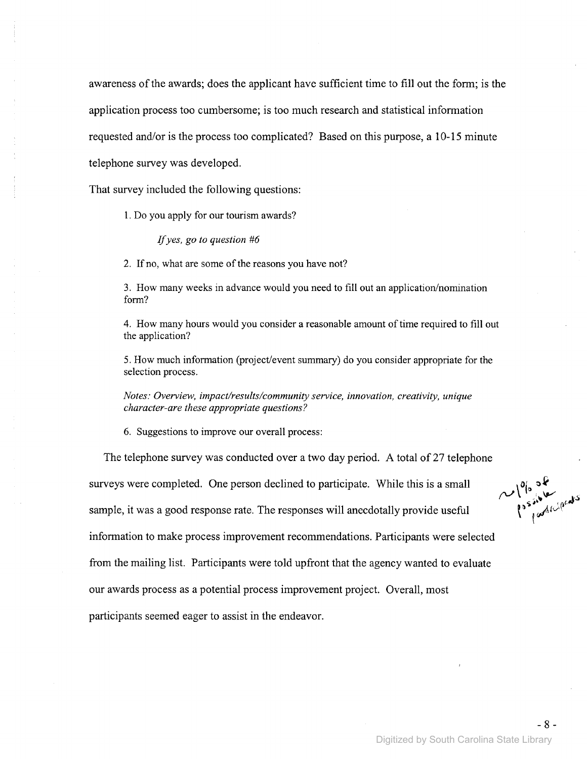awareness of the awards; does the applicant have sufficient time to fill out the form; is the application process too cumbersome; is too much research and statistical information requested and/or is the process too complicated? Based on this purpose, a 10-15 minute telephone survey was developed.

That survey included the following questions:

1. Do you apply for our tourism awards?

   *If yes, go to question #6*

2. If no, what are some of the reasons you have not?

3. How many weeks in advance would you need to fill out an application/nomination form?

4. How many hours would you consider a reasonable amount of time required to fill out the application?

5. How much information (project/event summary) do you consider appropriate for the selection process.

   *Notes: Overview, impact/results/community service, innovation, creativity, unique character-are these appropriate questions?*

6. Suggestions to improve our overall process:

The telephone survey was conducted over a two day period. A total of 27 telephone surveys were completed. One person declined to participate. While this is a small sample, it was a good response rate. The responses will anecdotally provide useful information to make process improvement recommendations. Participants were selected from the mailing list. Participants were told upfront that the agency wanted to evaluate our awards process as a potential process improvement project. Overall, most participants seemed eager to assist in the endeavor.

~1% of possible participants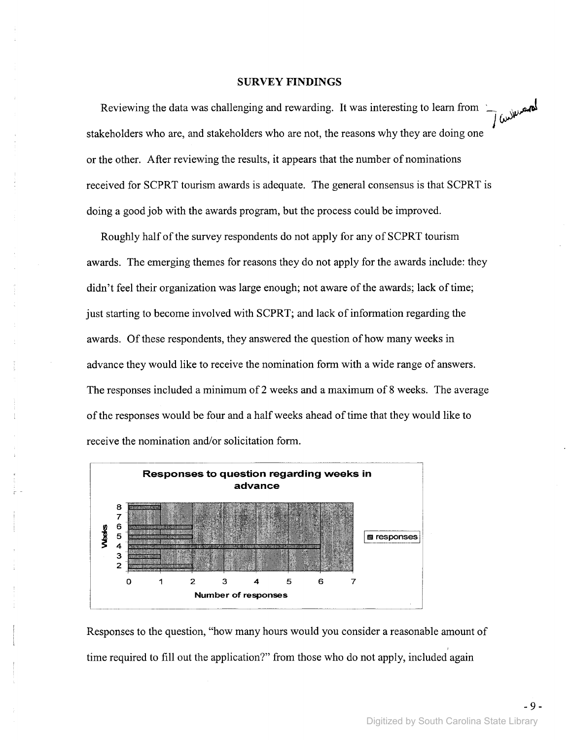## SURVEY FINDINGS

Reviewing the data was challenging and rewarding. It was interesting to learn from stakeholders who are, and stakeholders who are not, the reasons why they are doing one or the other. After reviewing the results, it appears that the number of nominations received for SCPRT tourism awards is adequate. The general consensus is that SCPRT is doing a good job with the awards program, but the process could be improved.

Roughly half of the survey respondents do not apply for any of SCPRT tourism awards. The emerging themes for reasons they do not apply for the awards include: they didn't feel their organization was large enough; not aware of the awards; lack of time; just starting to become involved with SCPRT; and lack of information regarding the awards. Of these respondents, they answered the question of how many weeks in advance they would like to receive the nomination form with a wide range of answers. The responses included a minimum of 2 weeks and a maximum of 8 weeks. The average of the responses would be four and a half weeks ahead of time that they would like to receive the nomination and/or solicitation form.

**Responses to question regarding weeks in advance**

| Weeks | Number of responses |
|---|---|
| 8 | 1 |
| 7 | 0 |
| 6 | 2 |
| 5 | 2 |
| 4 | 6 |
| 3 | 1 |
| 2 | 2 |

Responses to the question, "how many hours would you consider a reasonable amount of time required to fill out the application?" from those who do not apply, included again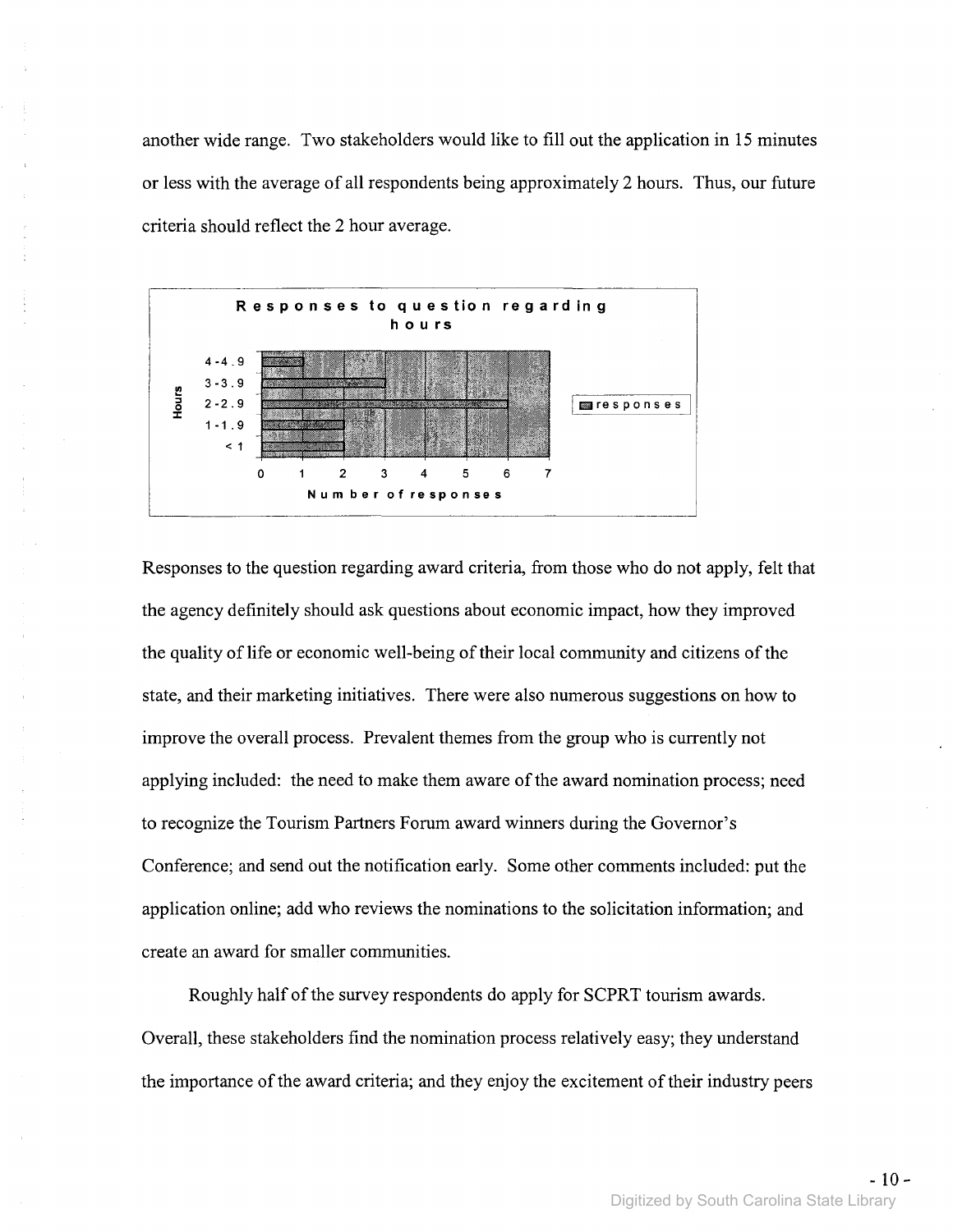another wide range. Two stakeholders would like to fill out the application in 15 minutes or less with the average of all respondents being approximately 2 hours. Thus, our future criteria should reflect the 2 hour average.

**Responses to question regarding hours**

| Hours | Number of responses |
| --- | --- |
| 4-4.9 | 0.5 |
| 3-3.9 | 3 |
| 2-2.9 | 6 |
| 1-1.9 | 2 |
| < 1 | 2 |

Responses to the question regarding award criteria, from those who do not apply, felt that the agency definitely should ask questions about economic impact, how they improved the quality of life or economic well-being of their local community and citizens of the state, and their marketing initiatives. There were also numerous suggestions on how to improve the overall process. Prevalent themes from the group who is currently not applying included: the need to make them aware of the award nomination process; need to recognize the Tourism Partners Forum award winners during the Governor's Conference; and send out the notification early. Some other comments included: put the application online; add who reviews the nominations to the solicitation information; and create an award for smaller communities.

Roughly half of the survey respondents do apply for SCPRT tourism awards. Overall, these stakeholders find the nomination process relatively easy; they understand the importance of the award criteria; and they enjoy the excitement of their industry peers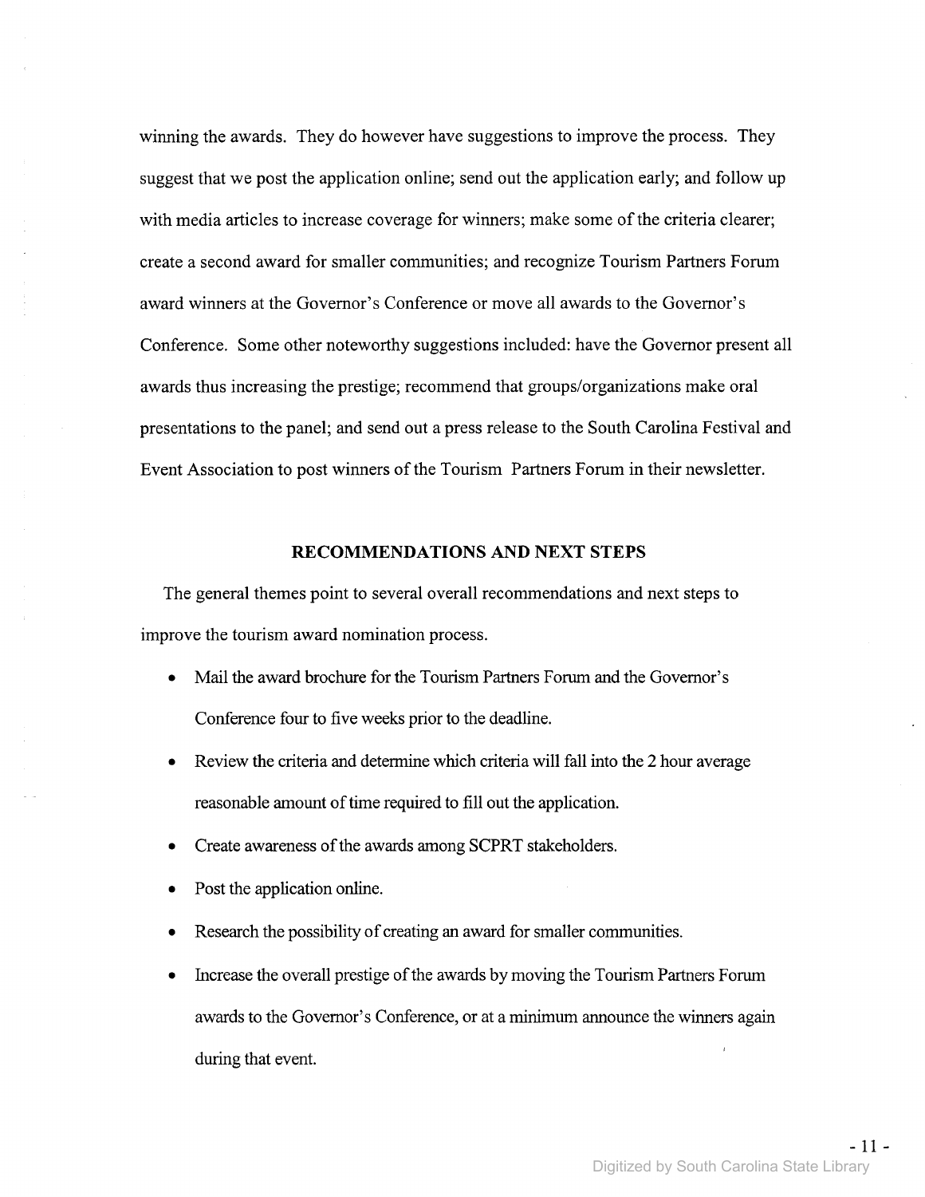winning the awards. They do however have suggestions to improve the process. They suggest that we post the application online; send out the application early; and follow up with media articles to increase coverage for winners; make some of the criteria clearer; create a second award for smaller communities; and recognize Tourism Partners Forum award winners at the Governor's Conference or move all awards to the Governor's Conference. Some other noteworthy suggestions included: have the Governor present all awards thus increasing the prestige; recommend that groups/organizations make oral presentations to the panel; and send out a press release to the South Carolina Festival and Event Association to post winners of the Tourism Partners Forum in their newsletter.

## RECOMMENDATIONS AND NEXT STEPS

The general themes point to several overall recommendations and next steps to improve the tourism award nomination process.

- Mail the award brochure for the Tourism Partners Forum and the Governor's Conference four to five weeks prior to the deadline.
- Review the criteria and determine which criteria will fall into the 2 hour average reasonable amount of time required to fill out the application.
- Create awareness of the awards among SCPRT stakeholders.
- Post the application online.
- Research the possibility of creating an award for smaller communities.
- Increase the overall prestige of the awards by moving the Tourism Partners Forum awards to the Governor's Conference, or at a minimum announce the winners again during that event.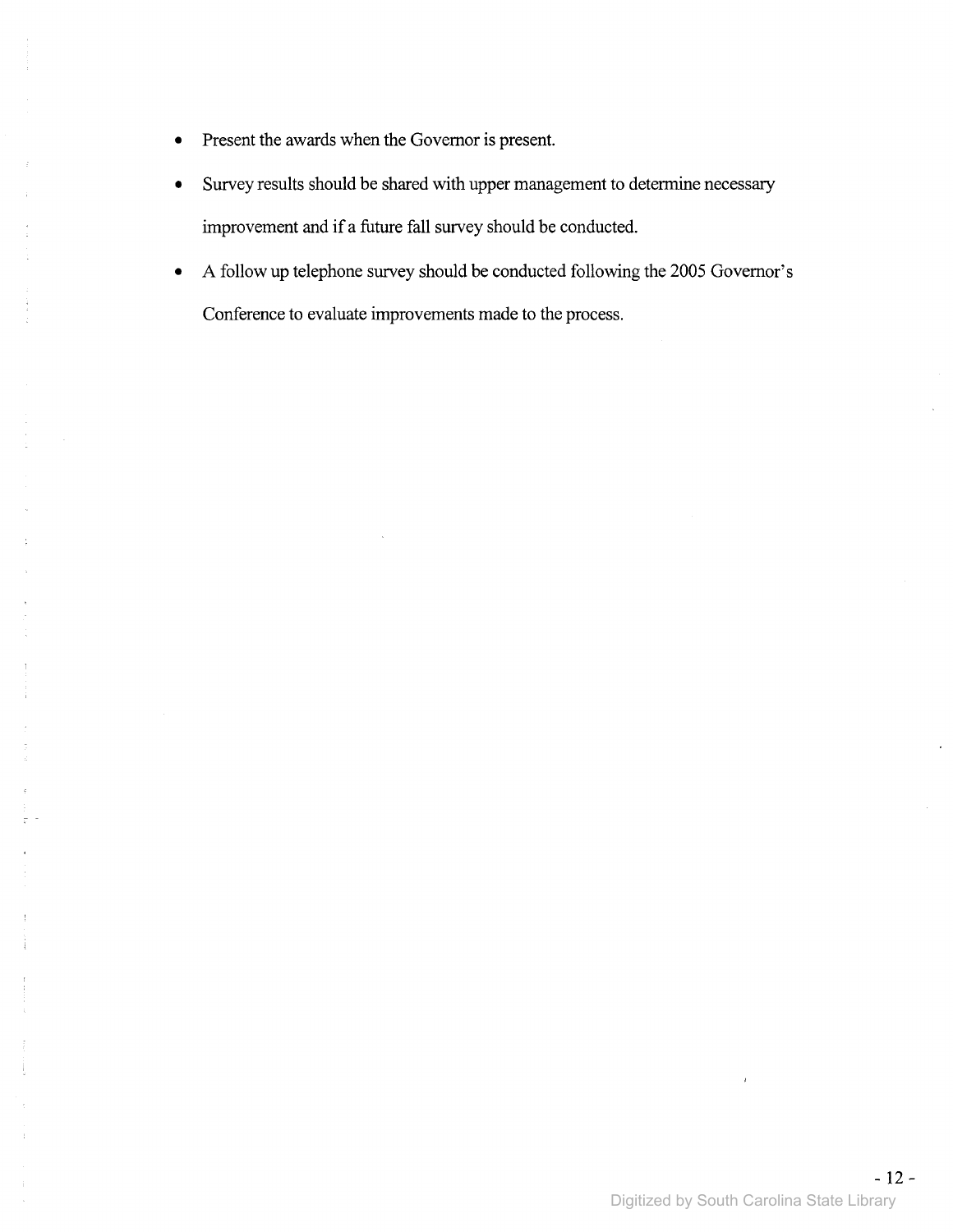- Present the awards when the Governor is present.
- Survey results should be shared with upper management to determine necessary improvement and if a future fall survey should be conducted.
- A follow up telephone survey should be conducted following the 2005 Governor's Conference to evaluate improvements made to the process.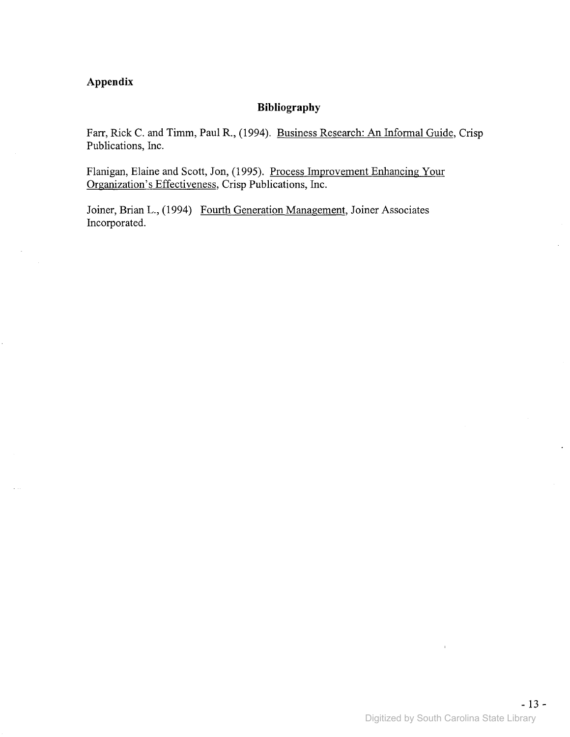## Appendix

### Bibliography

Farr, Rick C. and Timm, Paul R., (1994). Business Research: An Informal Guide, Crisp Publications, Inc.

Flanigan, Elaine and Scott, Jon, (1995). Process Improvement Enhancing Your Organization's Effectiveness, Crisp Publications, Inc.

Joiner, Brian L., (1994) Fourth Generation Management, Joiner Associates Incorporated.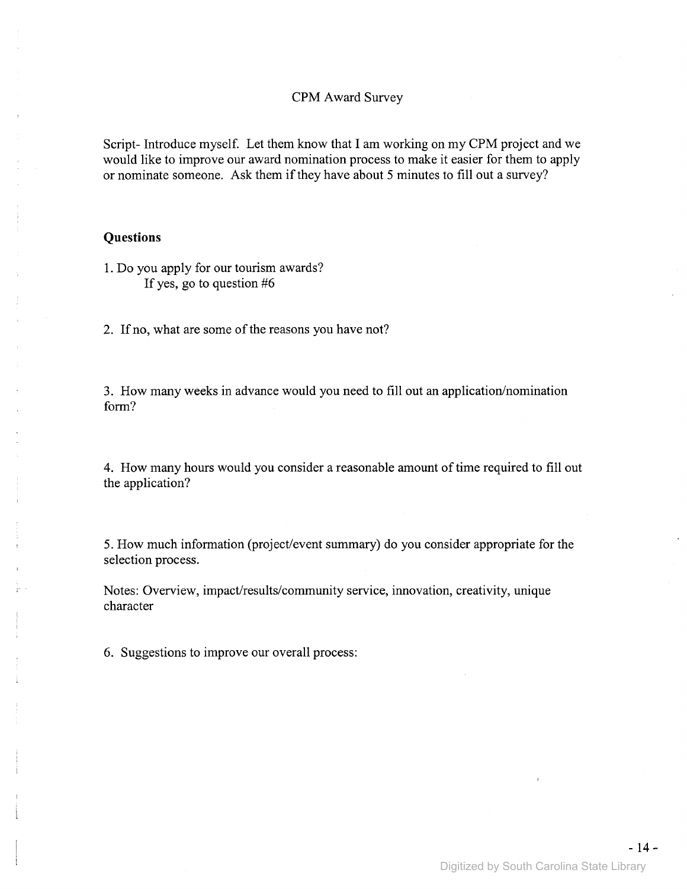# CPM Award Survey

Script- Introduce myself. Let them know that I am working on my CPM project and we would like to improve our award nomination process to make it easier for them to apply or nominate someone. Ask them if they have about 5 minutes to fill out a survey?

**Questions**

1. Do you apply for our tourism awards?
   If yes, go to question #6

2. If no, what are some of the reasons you have not?

3. How many weeks in advance would you need to fill out an application/nomination form?

4. How many hours would you consider a reasonable amount of time required to fill out the application?

5. How much information (project/event summary) do you consider appropriate for the selection process.

Notes: Overview, impact/results/community service, innovation, creativity, unique character

6. Suggestions to improve our overall process: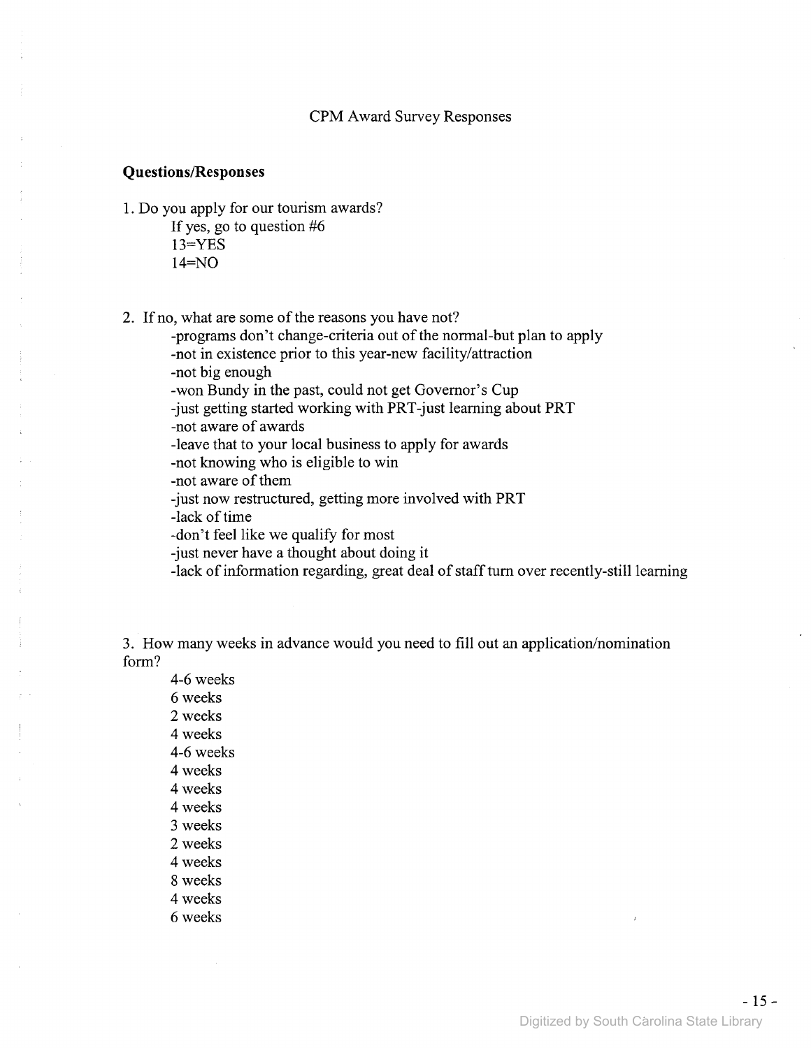CPM Award Survey Responses

**Questions/Responses**

1. Do you apply for our tourism awards?
   If yes, go to question #6
   13=YES
   14=NO

2. If no, what are some of the reasons you have not?
   -programs don't change-criteria out of the normal-but plan to apply
   -not in existence prior to this year-new facility/attraction
   -not big enough
   -won Bundy in the past, could not get Governor's Cup
   -just getting started working with PRT-just learning about PRT
   -not aware of awards
   -leave that to your local business to apply for awards
   -not knowing who is eligible to win
   -not aware of them
   -just now restructured, getting more involved with PRT
   -lack of time
   -don't feel like we qualify for most
   -just never have a thought about doing it
   -lack of information regarding, great deal of staff turn over recently-still learning

3. How many weeks in advance would you need to fill out an application/nomination form?
   4-6 weeks
   6 weeks
   2 weeks
   4 weeks
   4-6 weeks
   4 weeks
   4 weeks
   4 weeks
   3 weeks
   2 weeks
   4 weeks
   8 weeks
   4 weeks
   6 weeks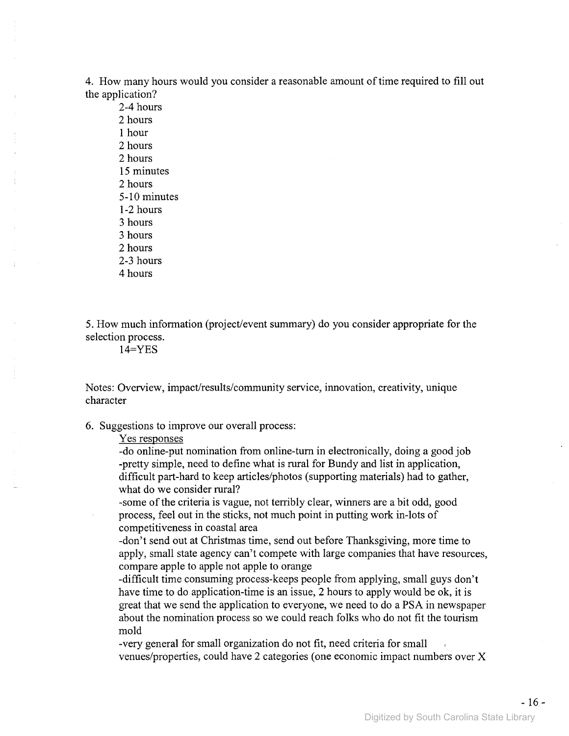4. How many hours would you consider a reasonable amount of time required to fill out the application?

2-4 hours
2 hours
1 hour
2 hours
2 hours
15 minutes
2 hours
5-10 minutes
1-2 hours
3 hours
3 hours
2 hours
2-3 hours
4 hours

5. How much information (project/event summary) do you consider appropriate for the selection process.

14=YES

Notes: Overview, impact/results/community service, innovation, creativity, unique character

6. Suggestions to improve our overall process:

Yes responses

-do online-put nomination from online-turn in electronically, doing a good job
-pretty simple, need to define what is rural for Bundy and list in application, difficult part-hard to keep articles/photos (supporting materials) had to gather, what do we consider rural?
-some of the criteria is vague, not terribly clear, winners are a bit odd, good process, feel out in the sticks, not much point in putting work in-lots of competitiveness in coastal area
-don't send out at Christmas time, send out before Thanksgiving, more time to apply, small state agency can't compete with large companies that have resources, compare apple to apple not apple to orange
-difficult time consuming process-keeps people from applying, small guys don't have time to do application-time is an issue, 2 hours to apply would be ok, it is great that we send the application to everyone, we need to do a PSA in newspaper about the nomination process so we could reach folks who do not fit the tourism mold
-very general for small organization do not fit, need criteria for small venues/properties, could have 2 categories (one economic impact numbers over X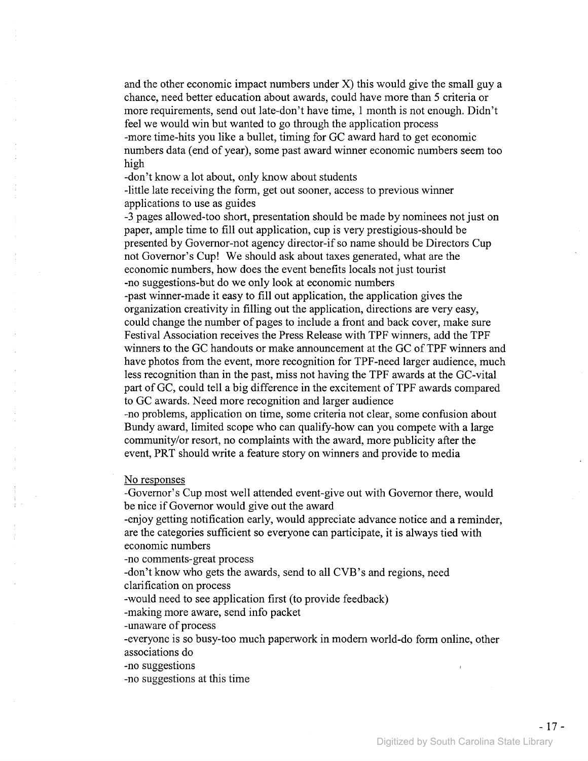and the other economic impact numbers under X) this would give the small guy a chance, need better education about awards, could have more than 5 criteria or more requirements, send out late-don't have time, 1 month is not enough. Didn't feel we would win but wanted to go through the application process

-more time-hits you like a bullet, timing for GC award hard to get economic numbers data (end of year), some past award winner economic numbers seem too high

-don't know a lot about, only know about students

-little late receiving the form, get out sooner, access to previous winner applications to use as guides

-3 pages allowed-too short, presentation should be made by nominees not just on paper, ample time to fill out application, cup is very prestigious-should be presented by Governor-not agency director-if so name should be Directors Cup not Governor's Cup! We should ask about taxes generated, what are the economic numbers, how does the event benefits locals not just tourist

-no suggestions-but do we only look at economic numbers

-past winner-made it easy to fill out application, the application gives the organization creativity in filling out the application, directions are very easy, could change the number of pages to include a front and back cover, make sure Festival Association receives the Press Release with TPF winners, add the TPF winners to the GC handouts or make announcement at the GC of TPF winners and have photos from the event, more recognition for TPF-need larger audience, much less recognition than in the past, miss not having the TPF awards at the GC-vital part of GC, could tell a big difference in the excitement of TPF awards compared to GC awards. Need more recognition and larger audience

-no problems, application on time, some criteria not clear, some confusion about Bundy award, limited scope who can qualify-how can you compete with a large community/or resort, no complaints with the award, more publicity after the event, PRT should write a feature story on winners and provide to media

<u>No responses</u>

-Governor's Cup most well attended event-give out with Governor there, would be nice if Governor would give out the award

-enjoy getting notification early, would appreciate advance notice and a reminder, are the categories sufficient so everyone can participate, it is always tied with economic numbers

-no comments-great process

-don't know who gets the awards, send to all CVB's and regions, need clarification on process

-would need to see application first (to provide feedback)

-making more aware, send info packet

-unaware of process

-everyone is so busy-too much paperwork in modern world-do form online, other associations do

-no suggestions

-no suggestions at this time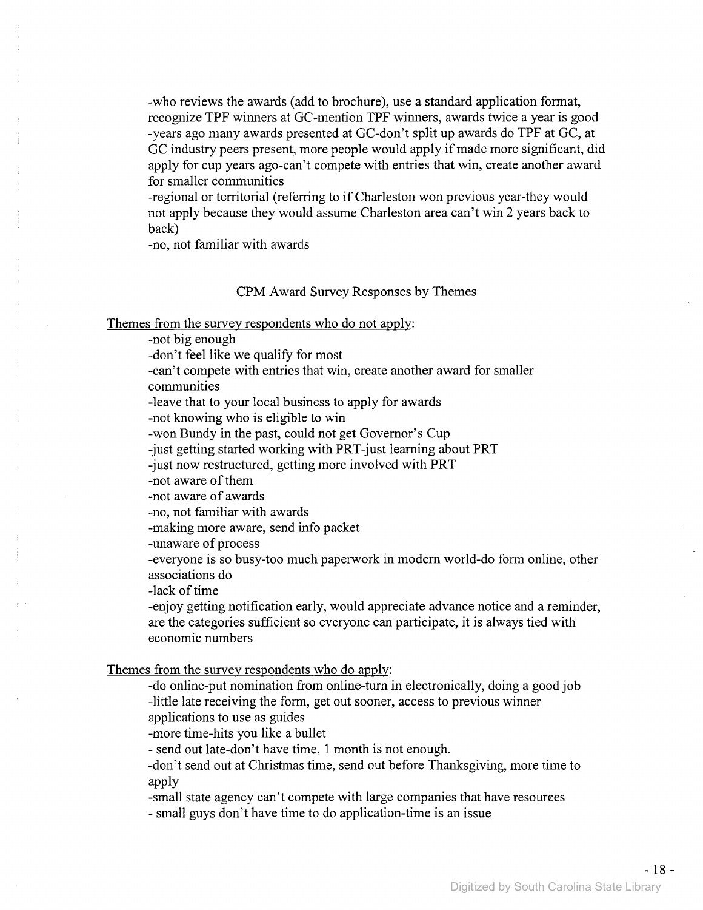-who reviews the awards (add to brochure), use a standard application format, recognize TPF winners at GC-mention TPF winners, awards twice a year is good
-years ago many awards presented at GC-don't split up awards do TPF at GC, at GC industry peers present, more people would apply if made more significant, did apply for cup years ago-can't compete with entries that win, create another award for smaller communities
-regional or territorial (referring to if Charleston won previous year-they would not apply because they would assume Charleston area can't win 2 years back to back)
-no, not familiar with awards

## CPM Award Survey Responses by Themes

Themes from the survey respondents who do not apply:

-not big enough
-don't feel like we qualify for most
-can't compete with entries that win, create another award for smaller communities
-leave that to your local business to apply for awards
-not knowing who is eligible to win
-won Bundy in the past, could not get Governor's Cup
-just getting started working with PRT-just learning about PRT
-just now restructured, getting more involved with PRT
-not aware of them
-not aware of awards
-no, not familiar with awards
-making more aware, send info packet
-unaware of process
-everyone is so busy-too much paperwork in modern world-do form online, other associations do
-lack of time
-enjoy getting notification early, would appreciate advance notice and a reminder, are the categories sufficient so everyone can participate, it is always tied with economic numbers

Themes from the survey respondents who do apply:

-do online-put nomination from online-turn in electronically, doing a good job
-little late receiving the form, get out sooner, access to previous winner applications to use as guides
-more time-hits you like a bullet
- send out late-don't have time, 1 month is not enough.
-don't send out at Christmas time, send out before Thanksgiving, more time to apply
-small state agency can't compete with large companies that have resources
- small guys don't have time to do application-time is an issue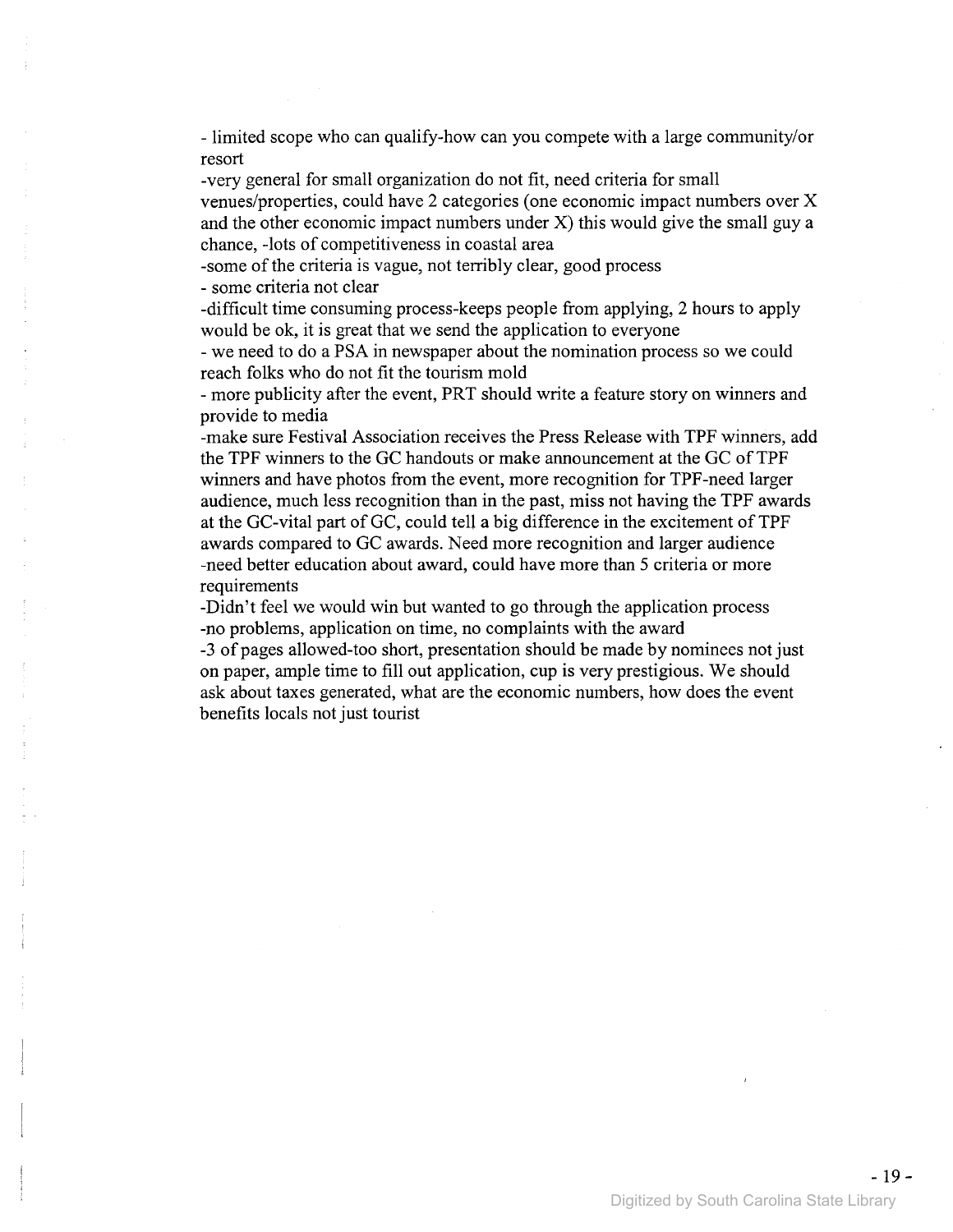- limited scope who can qualify-how can you compete with a large community/or resort

-very general for small organization do not fit, need criteria for small venues/properties, could have 2 categories (one economic impact numbers over X and the other economic impact numbers under X) this would give the small guy a chance, -lots of competitiveness in coastal area

-some of the criteria is vague, not terribly clear, good process

- some criteria not clear

-difficult time consuming process-keeps people from applying, 2 hours to apply would be ok, it is great that we send the application to everyone

- we need to do a PSA in newspaper about the nomination process so we could reach folks who do not fit the tourism mold

- more publicity after the event, PRT should write a feature story on winners and provide to media

-make sure Festival Association receives the Press Release with TPF winners, add the TPF winners to the GC handouts or make announcement at the GC of TPF winners and have photos from the event, more recognition for TPF-need larger audience, much less recognition than in the past, miss not having the TPF awards at the GC-vital part of GC, could tell a big difference in the excitement of TPF awards compared to GC awards. Need more recognition and larger audience

-need better education about award, could have more than 5 criteria or more requirements

-Didn't feel we would win but wanted to go through the application process

-no problems, application on time, no complaints with the award

-3 of pages allowed-too short, presentation should be made by nominees not just on paper, ample time to fill out application, cup is very prestigious. We should ask about taxes generated, what are the economic numbers, how does the event benefits locals not just tourist